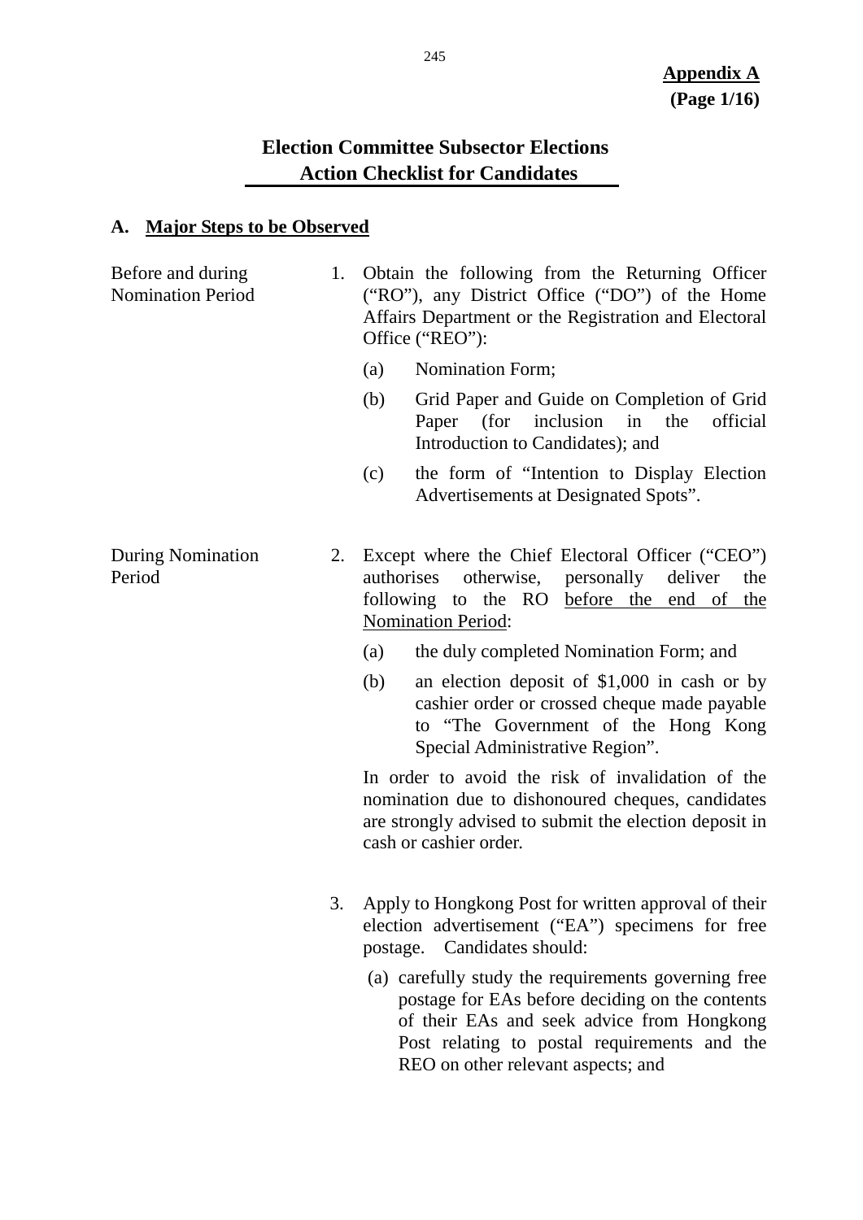**Appendix A**
**(Page 1/16)**

# Election Committee Subsector Elections
# Action Checklist for Candidates

## A. Major Steps to be Observed

**Before and during Nomination Period**

1. Obtain the following from the Returning Officer ("RO"), any District Office ("DO") of the Home Affairs Department or the Registration and Electoral Office ("REO"):

   (a) Nomination Form;

   (b) Grid Paper and Guide on Completion of Grid Paper (for inclusion in the official Introduction to Candidates); and

   (c) the form of "Intention to Display Election Advertisements at Designated Spots".

**During Nomination Period**

2. Except where the Chief Electoral Officer ("CEO") authorises otherwise, personally deliver the following to the RO <u>before the end of the Nomination Period</u>:

   (a) the duly completed Nomination Form; and

   (b) an election deposit of $1,000 in cash or by cashier order or crossed cheque made payable to "The Government of the Hong Kong Special Administrative Region".

   In order to avoid the risk of invalidation of the nomination due to dishonoured cheques, candidates are strongly advised to submit the election deposit in cash or cashier order.

3. Apply to Hongkong Post for written approval of their election advertisement ("EA") specimens for free postage. Candidates should:

   (a) carefully study the requirements governing free postage for EAs before deciding on the contents of their EAs and seek advice from Hongkong Post relating to postal requirements and the REO on other relevant aspects; and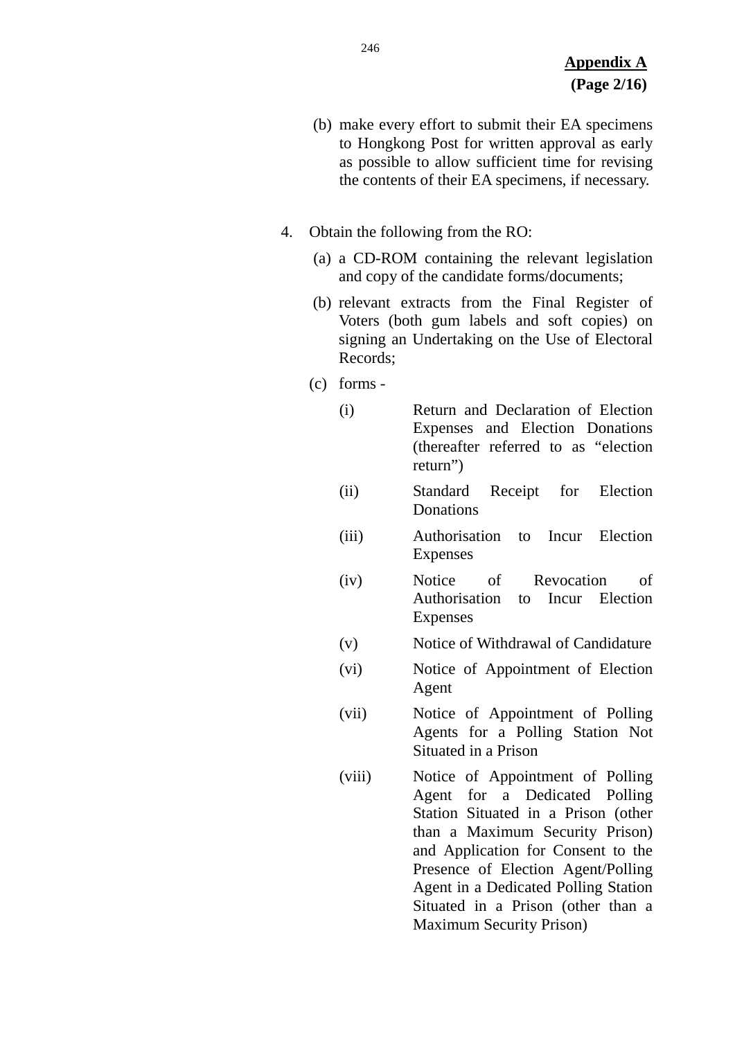**Appendix A**
**(Page 2/16)**

(b) make every effort to submit their EA specimens to Hongkong Post for written approval as early as possible to allow sufficient time for revising the contents of their EA specimens, if necessary.

4. Obtain the following from the RO:

   (a) a CD-ROM containing the relevant legislation and copy of the candidate forms/documents;

   (b) relevant extracts from the Final Register of Voters (both gum labels and soft copies) on signing an Undertaking on the Use of Electoral Records;

   (c) forms -

   (i) Return and Declaration of Election Expenses and Election Donations (thereafter referred to as "election return")

   (ii) Standard Receipt for Election Donations

   (iii) Authorisation to Incur Election Expenses

   (iv) Notice of Revocation of Authorisation to Incur Election Expenses

   (v) Notice of Withdrawal of Candidature

   (vi) Notice of Appointment of Election Agent

   (vii) Notice of Appointment of Polling Agents for a Polling Station Not Situated in a Prison

   (viii) Notice of Appointment of Polling Agent for a Dedicated Polling Station Situated in a Prison (other than a Maximum Security Prison) and Application for Consent to the Presence of Election Agent/Polling Agent in a Dedicated Polling Station Situated in a Prison (other than a Maximum Security Prison)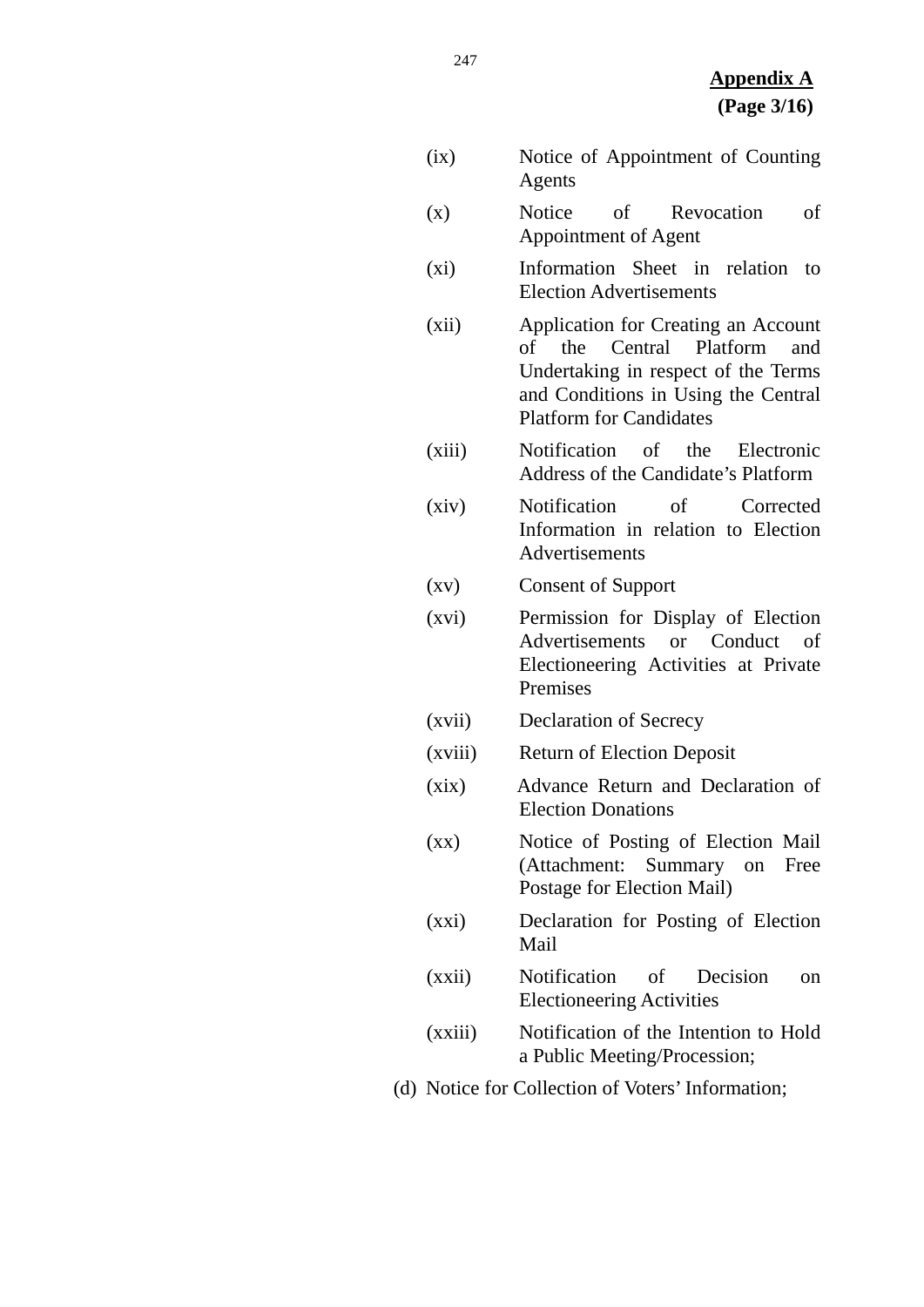**Appendix A**
**(Page 3/16)**

- (ix) Notice of Appointment of Counting Agents
- (x) Notice of Revocation of Appointment of Agent
- (xi) Information Sheet in relation to Election Advertisements
- (xii) Application for Creating an Account of the Central Platform and Undertaking in respect of the Terms and Conditions in Using the Central Platform for Candidates
- (xiii) Notification of the Electronic Address of the Candidate's Platform
- (xiv) Notification of Corrected Information in relation to Election Advertisements
- (xv) Consent of Support
- (xvi) Permission for Display of Election Advertisements or Conduct of Electioneering Activities at Private Premises
- (xvii) Declaration of Secrecy
- (xviii) Return of Election Deposit
- (xix) Advance Return and Declaration of Election Donations
- (xx) Notice of Posting of Election Mail (Attachment: Summary on Free Postage for Election Mail)
- (xxi) Declaration for Posting of Election Mail
- (xxii) Notification of Decision on Electioneering Activities
- (xxiii) Notification of the Intention to Hold a Public Meeting/Procession;

(d) Notice for Collection of Voters' Information;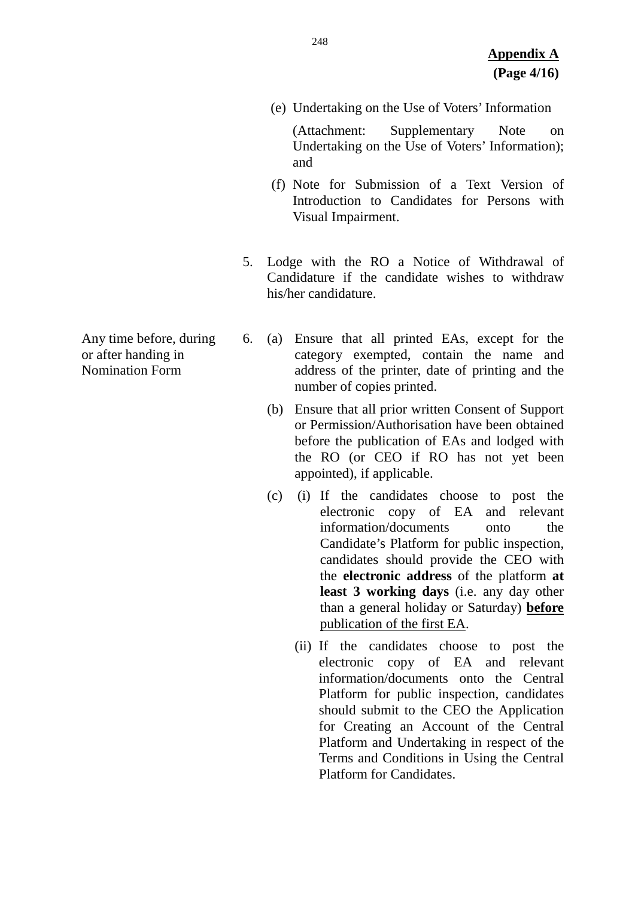**Appendix A**
**(Page 4/16)**

(e) Undertaking on the Use of Voters' Information

(Attachment: Supplementary Note on Undertaking on the Use of Voters' Information); and

(f) Note for Submission of a Text Version of Introduction to Candidates for Persons with Visual Impairment.

5. Lodge with the RO a Notice of Withdrawal of Candidature if the candidate wishes to withdraw his/her candidature.

| Any time before, during or after handing in Nomination Form | 6. (a) Ensure that all printed EAs, except for the category exempted, contain the name and address of the printer, date of printing and the number of copies printed. |
|---|---|

(b) Ensure that all prior written Consent of Support or Permission/Authorisation have been obtained before the publication of EAs and lodged with the RO (or CEO if RO has not yet been appointed), if applicable.

(c) (i) If the candidates choose to post the electronic copy of EA and relevant information/documents onto the Candidate's Platform for public inspection, candidates should provide the CEO with the **electronic address** of the platform **at least 3 working days** (i.e. any day other than a general holiday or Saturday) **before** publication of the first EA.

(ii) If the candidates choose to post the electronic copy of EA and relevant information/documents onto the Central Platform for public inspection, candidates should submit to the CEO the Application for Creating an Account of the Central Platform and Undertaking in respect of the Terms and Conditions in Using the Central Platform for Candidates.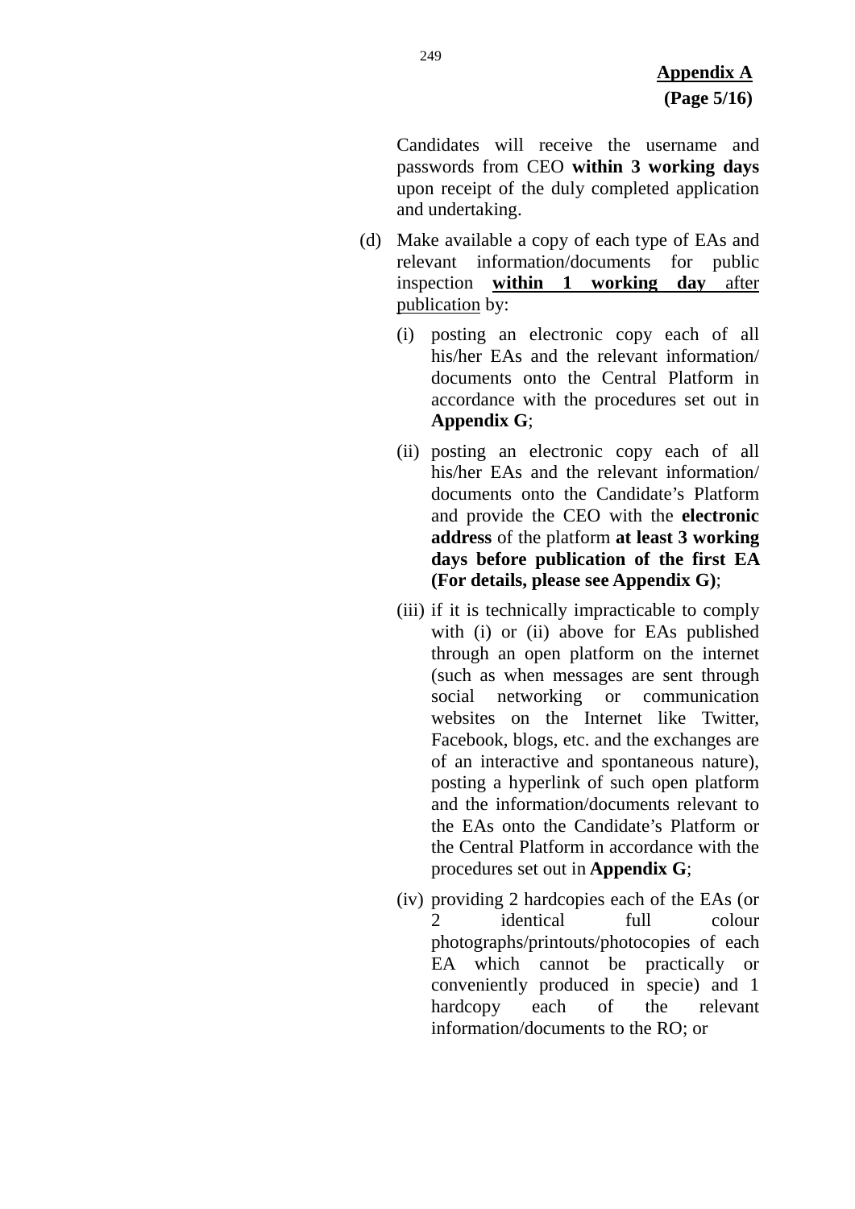**Appendix A**
**(Page 5/16)**

Candidates will receive the username and passwords from CEO **within 3 working days** upon receipt of the duly completed application and undertaking.

(d) Make available a copy of each type of EAs and relevant information/documents for public inspection <u>**within 1 working day** after publication</u> by:

   (i) posting an electronic copy each of all his/her EAs and the relevant information/ documents onto the Central Platform in accordance with the procedures set out in **Appendix G**;

   (ii) posting an electronic copy each of all his/her EAs and the relevant information/ documents onto the Candidate's Platform and provide the CEO with the **electronic address** of the platform **at least 3 working days before publication of the first EA (For details, please see Appendix G)**;

   (iii) if it is technically impracticable to comply with (i) or (ii) above for EAs published through an open platform on the internet (such as when messages are sent through social networking or communication websites on the Internet like Twitter, Facebook, blogs, etc. and the exchanges are of an interactive and spontaneous nature), posting a hyperlink of such open platform and the information/documents relevant to the EAs onto the Candidate's Platform or the Central Platform in accordance with the procedures set out in **Appendix G**;

   (iv) providing 2 hardcopies each of the EAs (or 2 identical full colour photographs/printouts/photocopies of each EA which cannot be practically or conveniently produced in specie) and 1 hardcopy each of the relevant information/documents to the RO; or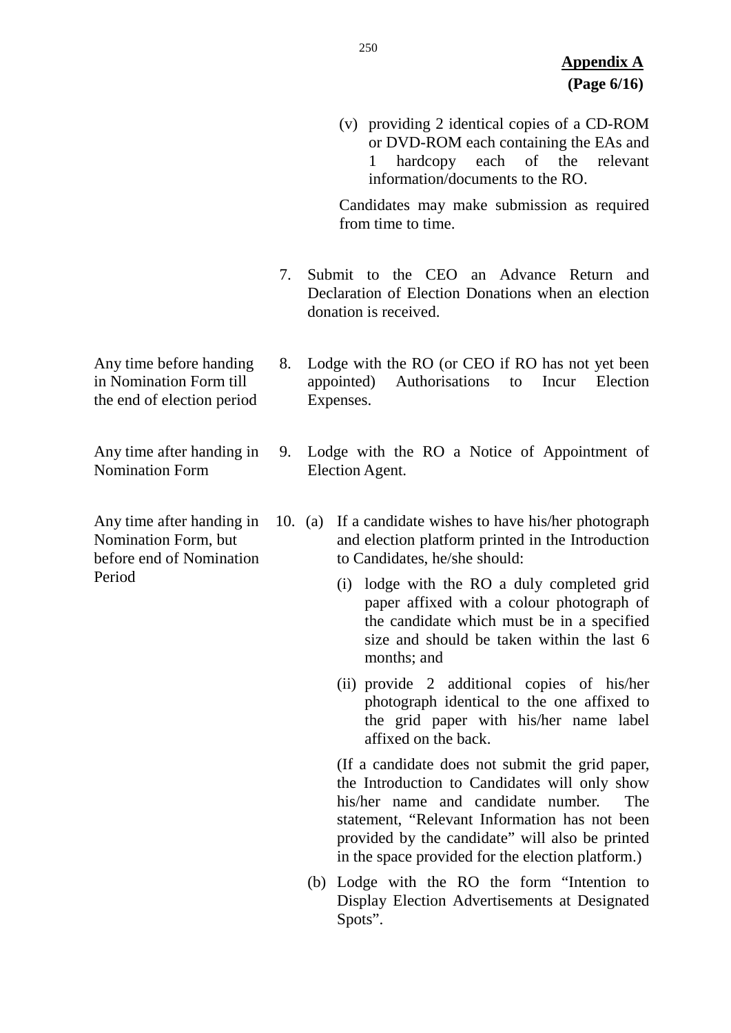**Appendix A**
**(Page 6/16)**

(v) providing 2 identical copies of a CD-ROM or DVD-ROM each containing the EAs and 1 hardcopy each of the relevant information/documents to the RO.

Candidates may make submission as required from time to time.

| Timing | Action |
|---|---|
| | 7. Submit to the CEO an Advance Return and Declaration of Election Donations when an election donation is received. |
| Any time before handing in Nomination Form till the end of election period | 8. Lodge with the RO (or CEO if RO has not yet been appointed) Authorisations to Incur Election Expenses. |
| Any time after handing in Nomination Form | 9. Lodge with the RO a Notice of Appointment of Election Agent. |
| Any time after handing in Nomination Form, but before end of Nomination Period | 10. (a) If a candidate wishes to have his/her photograph and election platform printed in the Introduction to Candidates, he/she should: (i) lodge with the RO a duly completed grid paper affixed with a colour photograph of the candidate which must be in a specified size and should be taken within the last 6 months; and (ii) provide 2 additional copies of his/her photograph identical to the one affixed to the grid paper with his/her name label affixed on the back. (If a candidate does not submit the grid paper, the Introduction to Candidates will only show his/her name and candidate number. The statement, "Relevant Information has not been provided by the candidate" will also be printed in the space provided for the election platform.) (b) Lodge with the RO the form "Intention to Display Election Advertisements at Designated Spots". |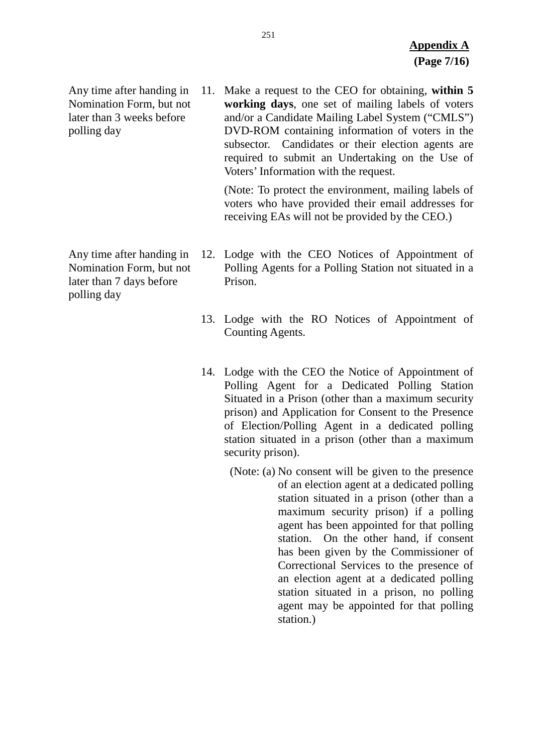**Appendix A**
**(Page 7/16)**

| Time | Action |
|---|---|
| Any time after handing in Nomination Form, but not later than 3 weeks before polling day | 11. Make a request to the CEO for obtaining, **within 5 working days**, one set of mailing labels of voters and/or a Candidate Mailing Label System ("CMLS") DVD-ROM containing information of voters in the subsector. Candidates or their election agents are required to submit an Undertaking on the Use of Voters' Information with the request.<br><br>(Note: To protect the environment, mailing labels of voters who have provided their email addresses for receiving EAs will not be provided by the CEO.) |
| Any time after handing in Nomination Form, but not later than 7 days before polling day | 12. Lodge with the CEO Notices of Appointment of Polling Agents for a Polling Station not situated in a Prison. |
| | 13. Lodge with the RO Notices of Appointment of Counting Agents. |
| | 14. Lodge with the CEO the Notice of Appointment of Polling Agent for a Dedicated Polling Station Situated in a Prison (other than a maximum security prison) and Application for Consent to the Presence of Election/Polling Agent in a dedicated polling station situated in a prison (other than a maximum security prison).<br><br>(Note: (a) No consent will be given to the presence of an election agent at a dedicated polling station situated in a prison (other than a maximum security prison) if a polling agent has been appointed for that polling station. On the other hand, if consent has been given by the Commissioner of Correctional Services to the presence of an election agent at a dedicated polling station situated in a prison, no polling agent may be appointed for that polling station.) |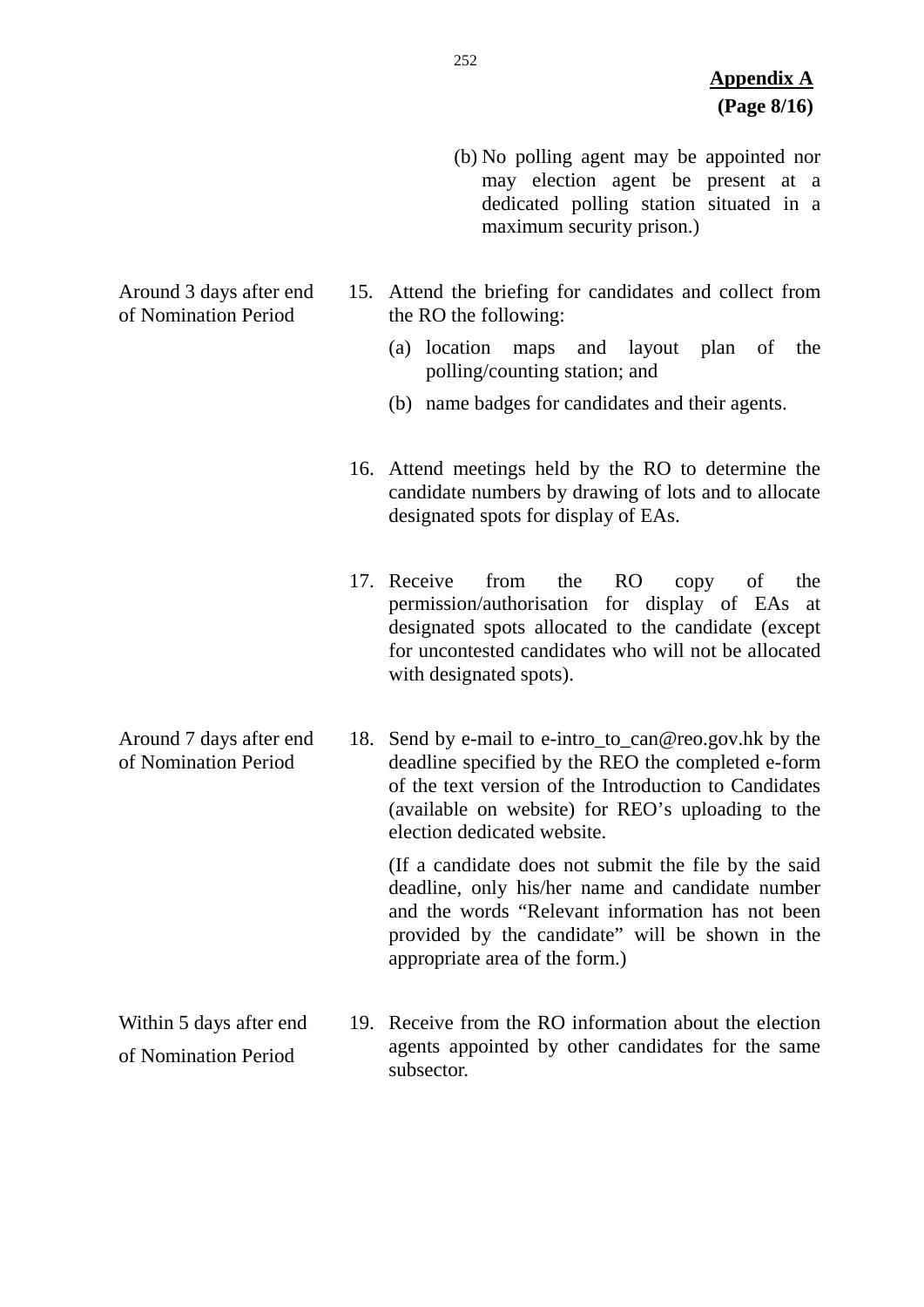**Appendix A**
**(Page 8/16)**

(b) No polling agent may be appointed nor may election agent be present at a dedicated polling station situated in a maximum security prison.)

| | |
|---|---|
| Around 3 days after end of Nomination Period | 15. Attend the briefing for candidates and collect from the RO the following:<br>(a) location maps and layout plan of the polling/counting station; and<br>(b) name badges for candidates and their agents. |
| | 16. Attend meetings held by the RO to determine the candidate numbers by drawing of lots and to allocate designated spots for display of EAs. |
| | 17. Receive from the RO copy of the permission/authorisation for display of EAs at designated spots allocated to the candidate (except for uncontested candidates who will not be allocated with designated spots). |
| Around 7 days after end of Nomination Period | 18. Send by e-mail to e-intro_to_can@reo.gov.hk by the deadline specified by the REO the completed e-form of the text version of the Introduction to Candidates (available on website) for REO's uploading to the election dedicated website.<br>(If a candidate does not submit the file by the said deadline, only his/her name and candidate number and the words "Relevant information has not been provided by the candidate" will be shown in the appropriate area of the form.) |
| Within 5 days after end of Nomination Period | 19. Receive from the RO information about the election agents appointed by other candidates for the same subsector. |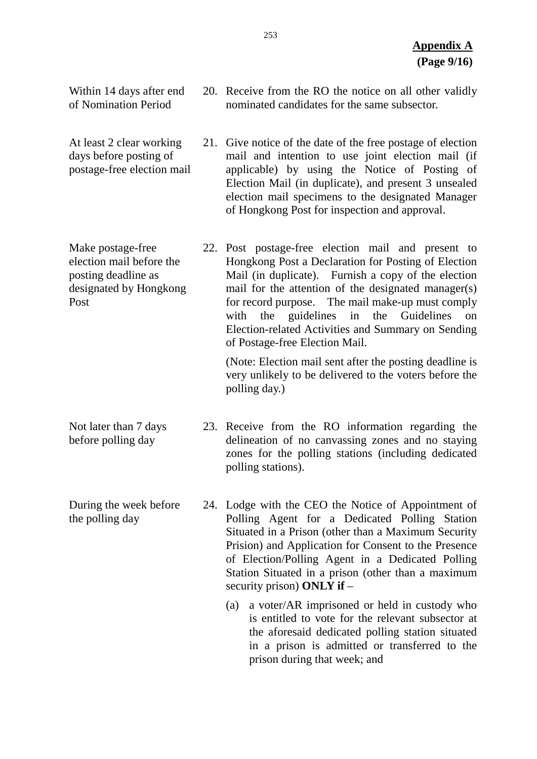**Appendix A**
**(Page 9/16)**

| | |
|---|---|
| Within 14 days after end of Nomination Period | 20. Receive from the RO the notice on all other validly nominated candidates for the same subsector. |
| At least 2 clear working days before posting of postage-free election mail | 21. Give notice of the date of the free postage of election mail and intention to use joint election mail (if applicable) by using the Notice of Posting of Election Mail (in duplicate), and present 3 unsealed election mail specimens to the designated Manager of Hongkong Post for inspection and approval. |
| Make postage-free election mail before the posting deadline as designated by Hongkong Post | 22. Post postage-free election mail and present to Hongkong Post a Declaration for Posting of Election Mail (in duplicate). Furnish a copy of the election mail for the attention of the designated manager(s) for record purpose. The mail make-up must comply with the guidelines in the Guidelines on Election-related Activities and Summary on Sending of Postage-free Election Mail. <br><br> (Note: Election mail sent after the posting deadline is very unlikely to be delivered to the voters before the polling day.) |
| Not later than 7 days before polling day | 23. Receive from the RO information regarding the delineation of no canvassing zones and no staying zones for the polling stations (including dedicated polling stations). |
| During the week before the polling day | 24. Lodge with the CEO the Notice of Appointment of Polling Agent for a Dedicated Polling Station Situated in a Prison (other than a Maximum Security Prision) and Application for Consent to the Presence of Election/Polling Agent in a Dedicated Polling Station Situated in a prison (other than a maximum security prison) **ONLY if** – <br><br> (a) a voter/AR imprisoned or held in custody who is entitled to vote for the relevant subsector at the aforesaid dedicated polling station situated in a prison is admitted or transferred to the prison during that week; and |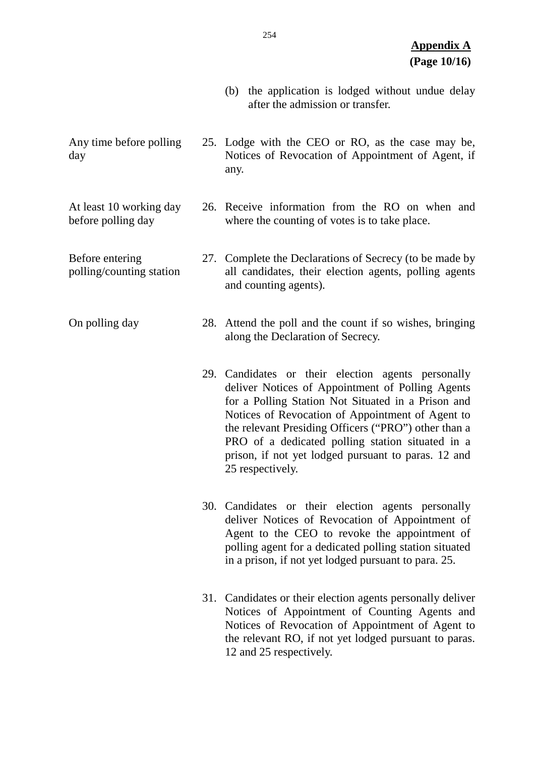**Appendix A**
**(Page 10/16)**

(b) the application is lodged without undue delay after the admission or transfer.

| | |
|---|---|
| Any time before polling day | 25. Lodge with the CEO or RO, as the case may be, Notices of Revocation of Appointment of Agent, if any. |
| At least 10 working day before polling day | 26. Receive information from the RO on when and where the counting of votes is to take place. |
| Before entering polling/counting station | 27. Complete the Declarations of Secrecy (to be made by all candidates, their election agents, polling agents and counting agents). |
| On polling day | 28. Attend the poll and the count if so wishes, bringing along the Declaration of Secrecy. |
| | 29. Candidates or their election agents personally deliver Notices of Appointment of Polling Agents for a Polling Station Not Situated in a Prison and Notices of Revocation of Appointment of Agent to the relevant Presiding Officers ("PRO") other than a PRO of a dedicated polling station situated in a prison, if not yet lodged pursuant to paras. 12 and 25 respectively. |
| | 30. Candidates or their election agents personally deliver Notices of Revocation of Appointment of Agent to the CEO to revoke the appointment of polling agent for a dedicated polling station situated in a prison, if not yet lodged pursuant to para. 25. |
| | 31. Candidates or their election agents personally deliver Notices of Appointment of Counting Agents and Notices of Revocation of Appointment of Agent to the relevant RO, if not yet lodged pursuant to paras. 12 and 25 respectively. |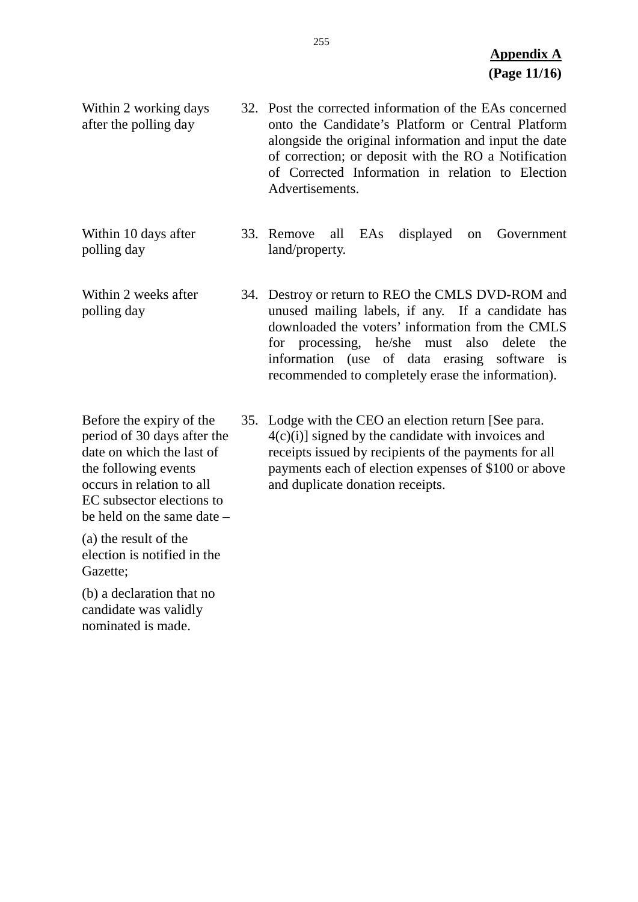**Appendix A**
**(Page 11/16)**

| | |
|---|---|
| Within 2 working days after the polling day | 32. Post the corrected information of the EAs concerned onto the Candidate's Platform or Central Platform alongside the original information and input the date of correction; or deposit with the RO a Notification of Corrected Information in relation to Election Advertisements. |
| Within 10 days after polling day | 33. Remove all EAs displayed on Government land/property. |
| Within 2 weeks after polling day | 34. Destroy or return to REO the CMLS DVD-ROM and unused mailing labels, if any. If a candidate has downloaded the voters' information from the CMLS for processing, he/she must also delete the information (use of data erasing software is recommended to completely erase the information). |
| Before the expiry of the period of 30 days after the date on which the last of the following events occurs in relation to all EC subsector elections to be held on the same date – <br><br>(a) the result of the election is notified in the Gazette; <br><br>(b) a declaration that no candidate was validly nominated is made. | 35. Lodge with the CEO an election return [See para. 4(c)(i)] signed by the candidate with invoices and receipts issued by recipients of the payments for all payments each of election expenses of $100 or above and duplicate donation receipts. |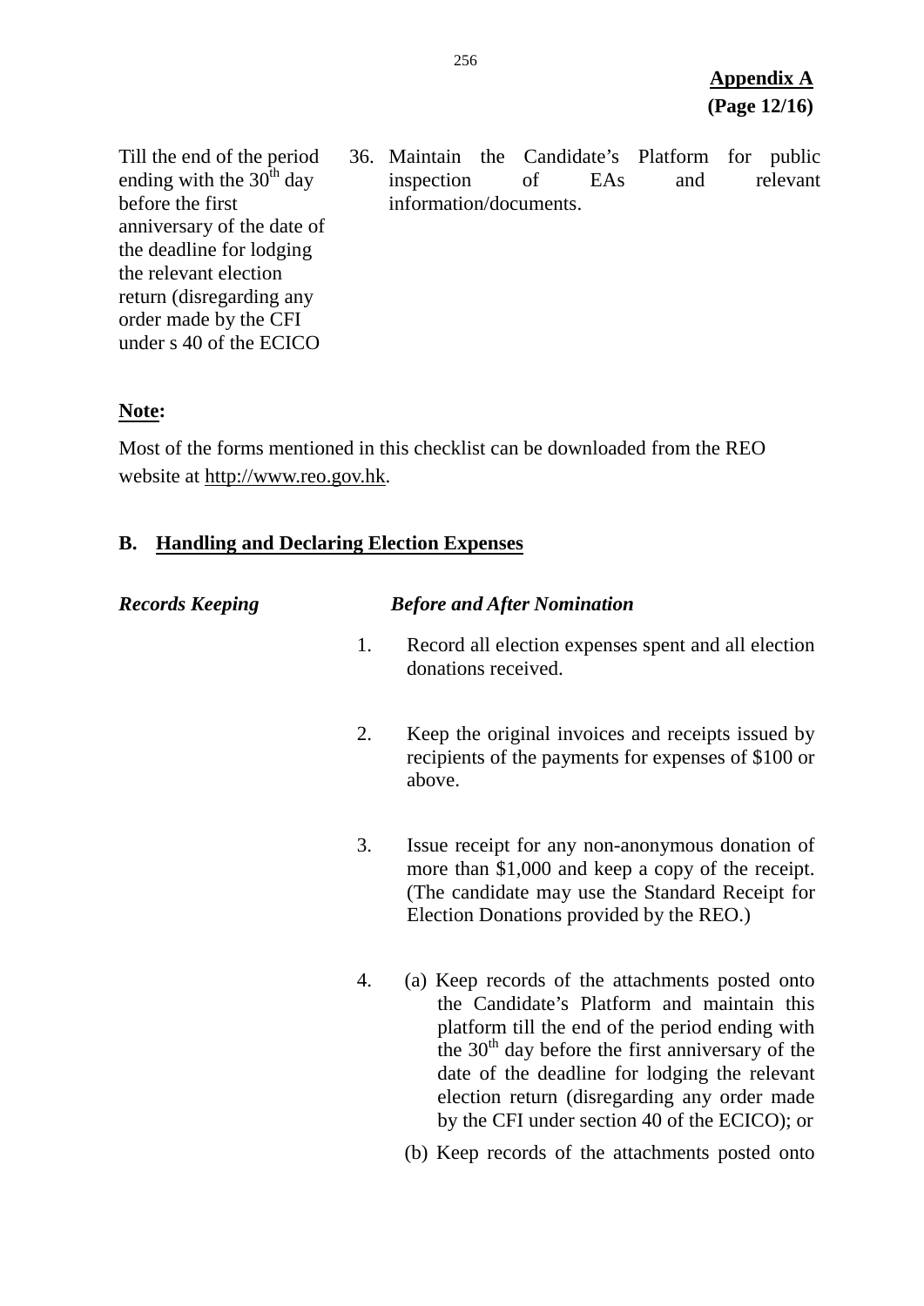**Appendix A**
**(Page 12/16)**

| | |
|---|---|
| Till the end of the period ending with the 30th day before the first anniversary of the date of the deadline for lodging the relevant election return (disregarding any order made by the CFI under s 40 of the ECICO | 36. Maintain the Candidate's Platform for public inspection of EAs and relevant information/documents. |

**Note:**

Most of the forms mentioned in this checklist can be downloaded from the REO website at http://www.reo.gov.hk.

## B. Handling and Declaring Election Expenses

***Records Keeping*** — ***Before and After Nomination***

1. Record all election expenses spent and all election donations received.

2. Keep the original invoices and receipts issued by recipients of the payments for expenses of $100 or above.

3. Issue receipt for any non-anonymous donation of more than $1,000 and keep a copy of the receipt. (The candidate may use the Standard Receipt for Election Donations provided by the REO.)

4. (a) Keep records of the attachments posted onto the Candidate's Platform and maintain this platform till the end of the period ending with the 30th day before the first anniversary of the date of the deadline for lodging the relevant election return (disregarding any order made by the CFI under section 40 of the ECICO); or

   (b) Keep records of the attachments posted onto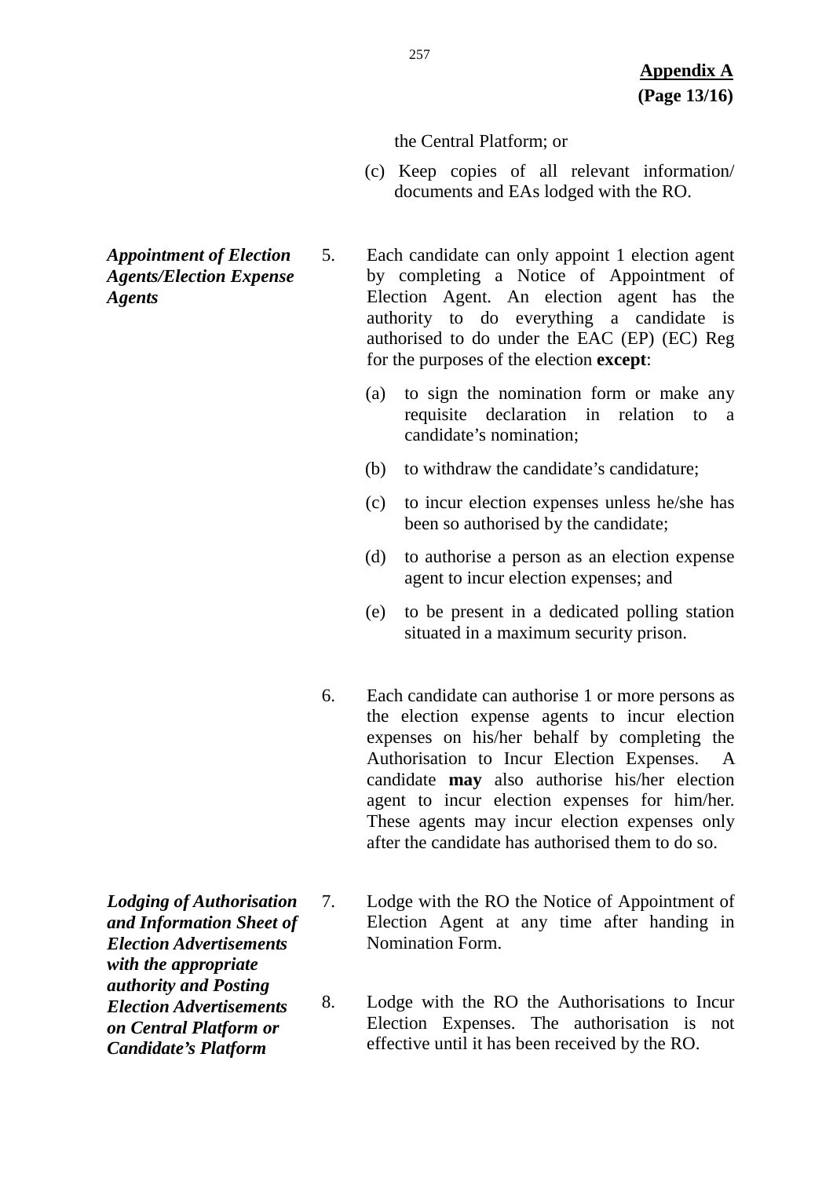**Appendix A**
**(Page 13/16)**

the Central Platform; or

(c) Keep copies of all relevant information/ documents and EAs lodged with the RO.

***Appointment of Election Agents/Election Expense Agents***

5. Each candidate can only appoint 1 election agent by completing a Notice of Appointment of Election Agent. An election agent has the authority to do everything a candidate is authorised to do under the EAC (EP) (EC) Reg for the purposes of the election **except**:

   (a) to sign the nomination form or make any requisite declaration in relation to a candidate's nomination;

   (b) to withdraw the candidate's candidature;

   (c) to incur election expenses unless he/she has been so authorised by the candidate;

   (d) to authorise a person as an election expense agent to incur election expenses; and

   (e) to be present in a dedicated polling station situated in a maximum security prison.

6. Each candidate can authorise 1 or more persons as the election expense agents to incur election expenses on his/her behalf by completing the Authorisation to Incur Election Expenses. A candidate **may** also authorise his/her election agent to incur election expenses for him/her. These agents may incur election expenses only after the candidate has authorised them to do so.

***Lodging of Authorisation and Information Sheet of Election Advertisements with the appropriate authority and Posting Election Advertisements on Central Platform or Candidate's Platform***

7. Lodge with the RO the Notice of Appointment of Election Agent at any time after handing in Nomination Form.

8. Lodge with the RO the Authorisations to Incur Election Expenses. The authorisation is not effective until it has been received by the RO.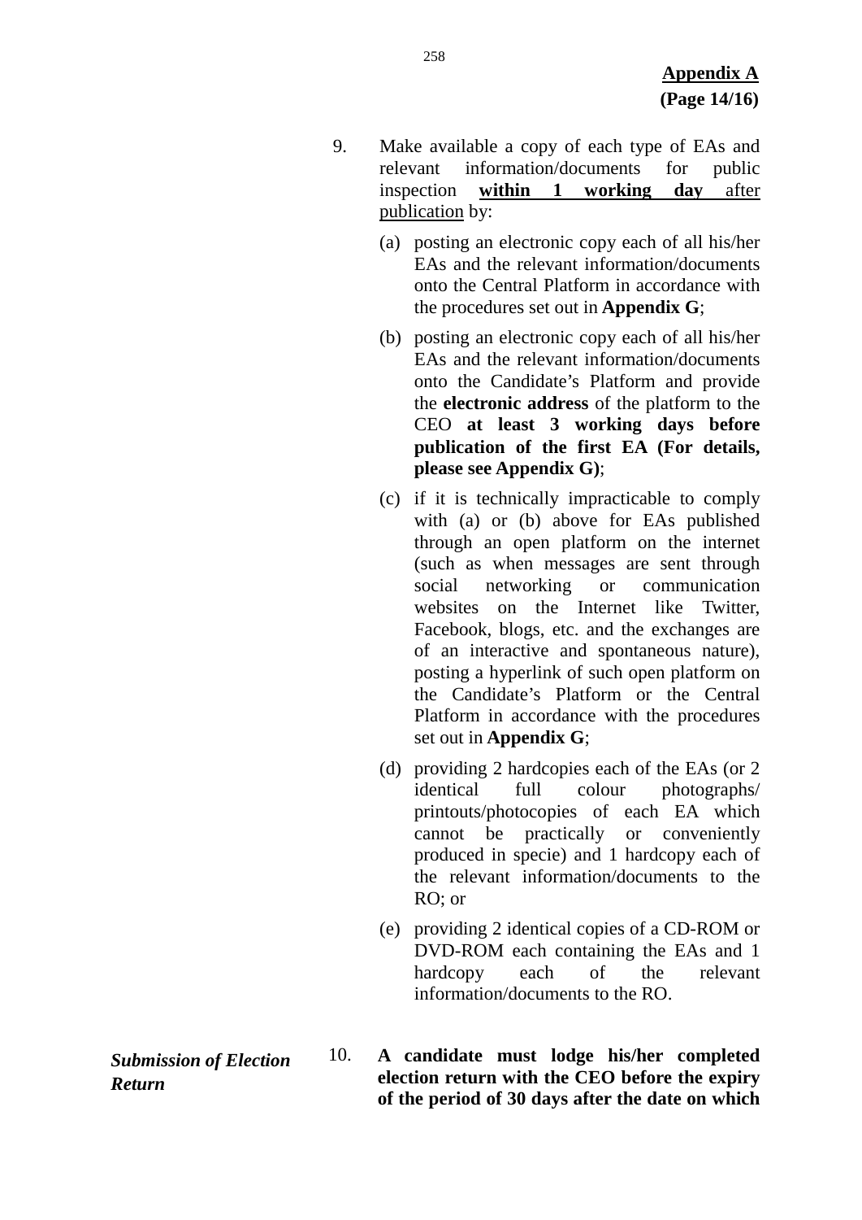**Appendix A**
**(Page 14/16)**

9. Make available a copy of each type of EAs and relevant information/documents for public inspection **within 1 working day** after publication by:

   (a) posting an electronic copy each of all his/her EAs and the relevant information/documents onto the Central Platform in accordance with the procedures set out in **Appendix G**;

   (b) posting an electronic copy each of all his/her EAs and the relevant information/documents onto the Candidate's Platform and provide the **electronic address** of the platform to the CEO **at least 3 working days before publication of the first EA (For details, please see Appendix G)**;

   (c) if it is technically impracticable to comply with (a) or (b) above for EAs published through an open platform on the internet (such as when messages are sent through social networking or communication websites on the Internet like Twitter, Facebook, blogs, etc. and the exchanges are of an interactive and spontaneous nature), posting a hyperlink of such open platform on the Candidate's Platform or the Central Platform in accordance with the procedures set out in **Appendix G**;

   (d) providing 2 hardcopies each of the EAs (or 2 identical full colour photographs/ printouts/photocopies of each EA which cannot be practically or conveniently produced in specie) and 1 hardcopy each of the relevant information/documents to the RO; or

   (e) providing 2 identical copies of a CD-ROM or DVD-ROM each containing the EAs and 1 hardcopy each of the relevant information/documents to the RO.

***Submission of Election Return***

10. **A candidate must lodge his/her completed election return with the CEO before the expiry of the period of 30 days after the date on which**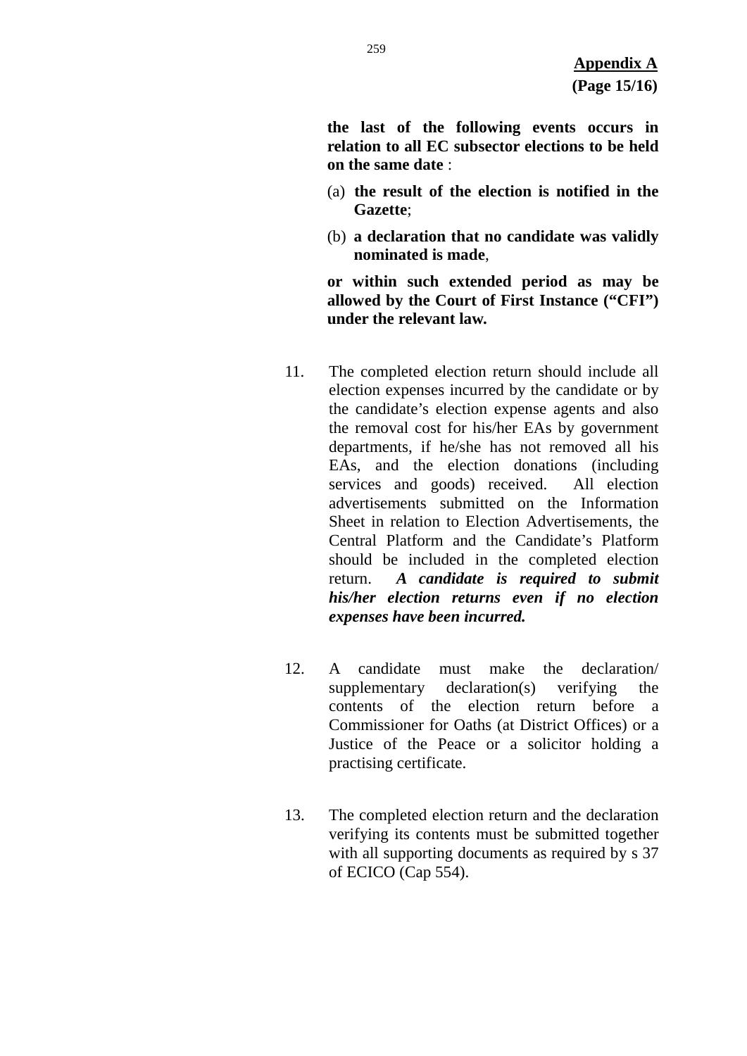**Appendix A**

**(Page 15/16)**

**the last of the following events occurs in relation to all EC subsector elections to be held on the same date** :

(a) **the result of the election is notified in the Gazette**;

(b) **a declaration that no candidate was validly nominated is made**,

**or within such extended period as may be allowed by the Court of First Instance ("CFI") under the relevant law.**

11. The completed election return should include all election expenses incurred by the candidate or by the candidate's election expense agents and also the removal cost for his/her EAs by government departments, if he/she has not removed all his EAs, and the election donations (including services and goods) received. All election advertisements submitted on the Information Sheet in relation to Election Advertisements, the Central Platform and the Candidate's Platform should be included in the completed election return. ***A candidate is required to submit his/her election returns even if no election expenses have been incurred.***

12. A candidate must make the declaration/ supplementary declaration(s) verifying the contents of the election return before a Commissioner for Oaths (at District Offices) or a Justice of the Peace or a solicitor holding a practising certificate.

13. The completed election return and the declaration verifying its contents must be submitted together with all supporting documents as required by s 37 of ECICO (Cap 554).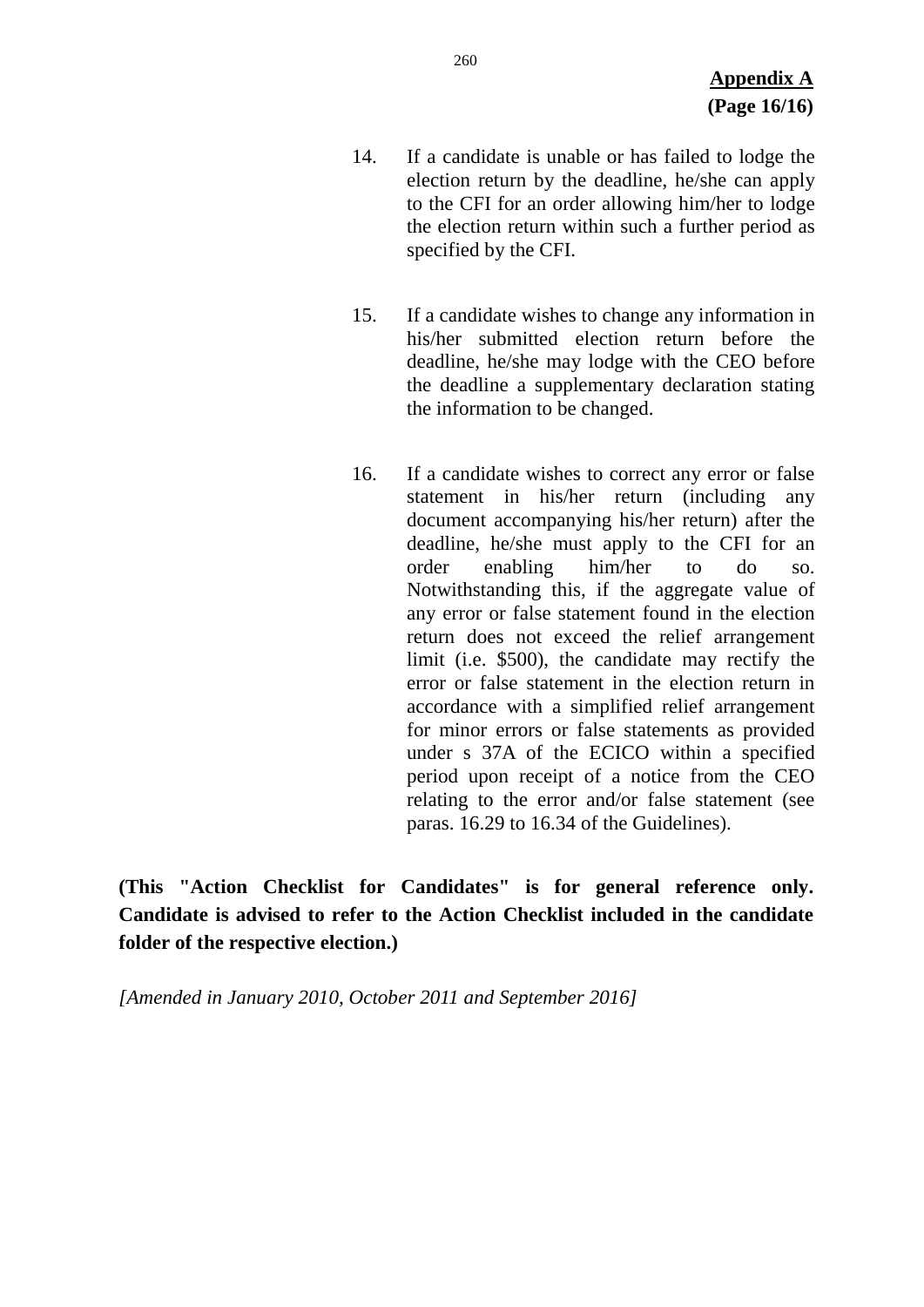**Appendix A**
**(Page 16/16)**

14. If a candidate is unable or has failed to lodge the election return by the deadline, he/she can apply to the CFI for an order allowing him/her to lodge the election return within such a further period as specified by the CFI.

15. If a candidate wishes to change any information in his/her submitted election return before the deadline, he/she may lodge with the CEO before the deadline a supplementary declaration stating the information to be changed.

16. If a candidate wishes to correct any error or false statement in his/her return (including any document accompanying his/her return) after the deadline, he/she must apply to the CFI for an order enabling him/her to do so. Notwithstanding this, if the aggregate value of any error or false statement found in the election return does not exceed the relief arrangement limit (i.e. $500), the candidate may rectify the error or false statement in the election return in accordance with a simplified relief arrangement for minor errors or false statements as provided under s 37A of the ECICO within a specified period upon receipt of a notice from the CEO relating to the error and/or false statement (see paras. 16.29 to 16.34 of the Guidelines).

**(This "Action Checklist for Candidates" is for general reference only. Candidate is advised to refer to the Action Checklist included in the candidate folder of the respective election.)**

*[Amended in January 2010, October 2011 and September 2016]*